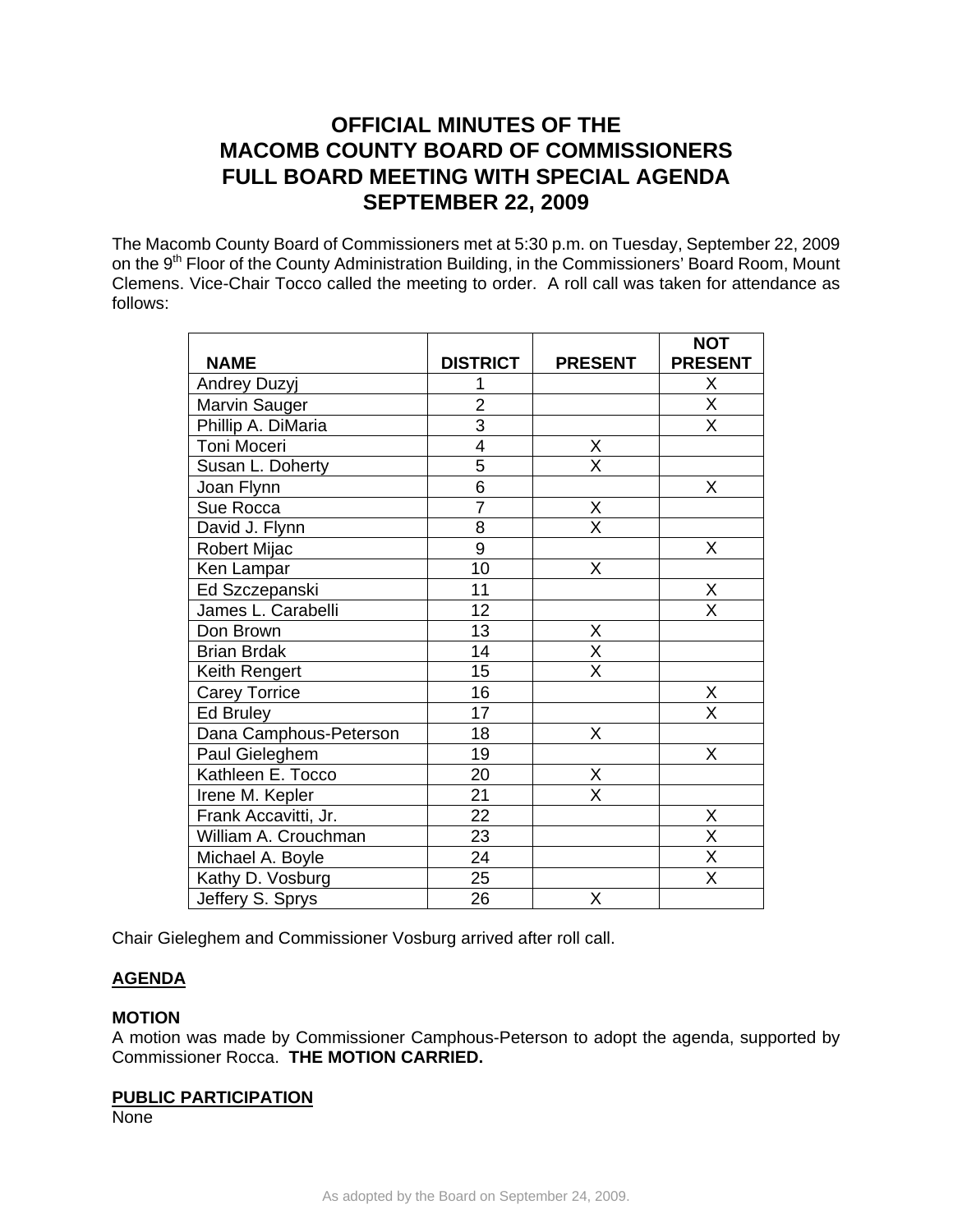# OFFICIAL MINUTES OF THE MACOMB COUNTY BOARD OF COMMISSIONERS FULL BOARD MEETING WITH SPECIAL AGENDA SEPTEMBER 22, 2009

The Macomb County Board of Commissioners met at 5:30 p.m. on Tuesday, September 22, 2009 on the 9th Floor of the County Administration Building, in the Commissioners' Board Room, Mount Clemens. Vice-Chair Tocco called the meeting to order. A roll call was taken for attendance as follows:

| NAME | DISTRICT | PRESENT | NOT PRESENT |
|---|---|---|---|
| Andrey Duzyj | 1 | | X |
| Marvin Sauger | 2 | | X |
| Phillip A. DiMaria | 3 | | X |
| Toni Moceri | 4 | X | |
| Susan L. Doherty | 5 | X | |
| Joan Flynn | 6 | | X |
| Sue Rocca | 7 | X | |
| David J. Flynn | 8 | X | |
| Robert Mijac | 9 | | X |
| Ken Lampar | 10 | X | |
| Ed Szczepanski | 11 | | X |
| James L. Carabelli | 12 | | X |
| Don Brown | 13 | X | |
| Brian Brdak | 14 | X | |
| Keith Rengert | 15 | X | |
| Carey Torrice | 16 | | X |
| Ed Bruley | 17 | | X |
| Dana Camphous-Peterson | 18 | X | |
| Paul Gieleghem | 19 | | X |
| Kathleen E. Tocco | 20 | X | |
| Irene M. Kepler | 21 | X | |
| Frank Accavitti, Jr. | 22 | | X |
| William A. Crouchman | 23 | | X |
| Michael A. Boyle | 24 | | X |
| Kathy D. Vosburg | 25 | | X |
| Jeffery S. Sprys | 26 | X | |

Chair Gieleghem and Commissioner Vosburg arrived after roll call.

## AGENDA

**MOTION**
A motion was made by Commissioner Camphous-Peterson to adopt the agenda, supported by Commissioner Rocca. **THE MOTION CARRIED.**

## PUBLIC PARTICIPATION

None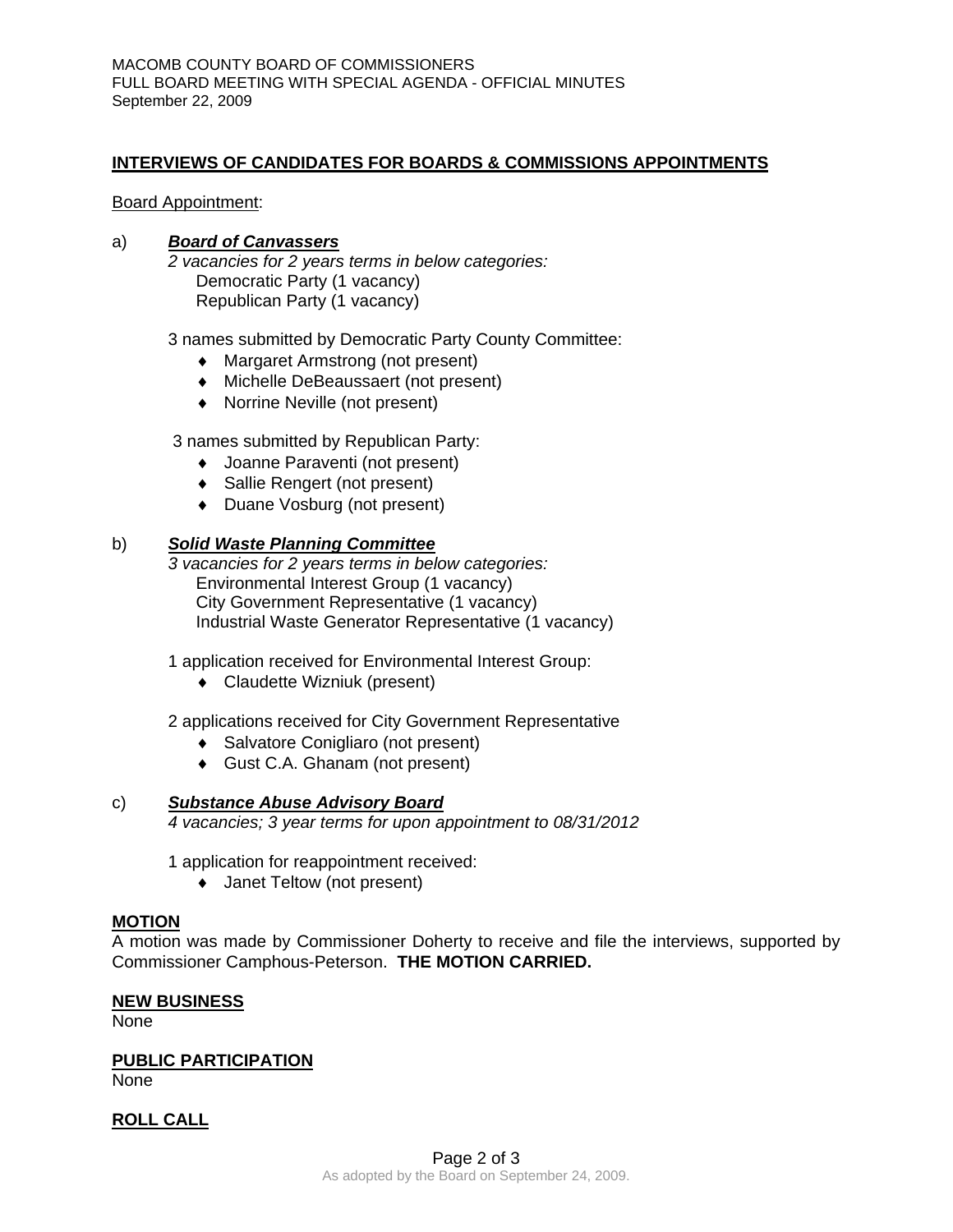## INTERVIEWS OF CANDIDATES FOR BOARDS & COMMISSIONS APPOINTMENTS

Board Appointment:

a) ***Board of Canvassers***

*2 vacancies for 2 years terms in below categories:*
Democratic Party (1 vacancy)
Republican Party (1 vacancy)

3 names submitted by Democratic Party County Committee:

- Margaret Armstrong (not present)
- Michelle DeBeaussaert (not present)
- Norrine Neville (not present)

3 names submitted by Republican Party:

- Joanne Paraventi (not present)
- Sallie Rengert (not present)
- Duane Vosburg (not present)

b) ***Solid Waste Planning Committee***

*3 vacancies for 2 years terms in below categories:*
Environmental Interest Group (1 vacancy)
City Government Representative (1 vacancy)
Industrial Waste Generator Representative (1 vacancy)

1 application received for Environmental Interest Group:

- Claudette Wizniuk (present)

2 applications received for City Government Representative

- Salvatore Conigliaro (not present)
- Gust C.A. Ghanam (not present)

c) ***Substance Abuse Advisory Board***

*4 vacancies; 3 year terms for upon appointment to 08/31/2012*

1 application for reappointment received:

- Janet Teltow (not present)

**MOTION**

A motion was made by Commissioner Doherty to receive and file the interviews, supported by Commissioner Camphous-Peterson. **THE MOTION CARRIED.**

**NEW BUSINESS**

None

**PUBLIC PARTICIPATION**

None

**ROLL CALL**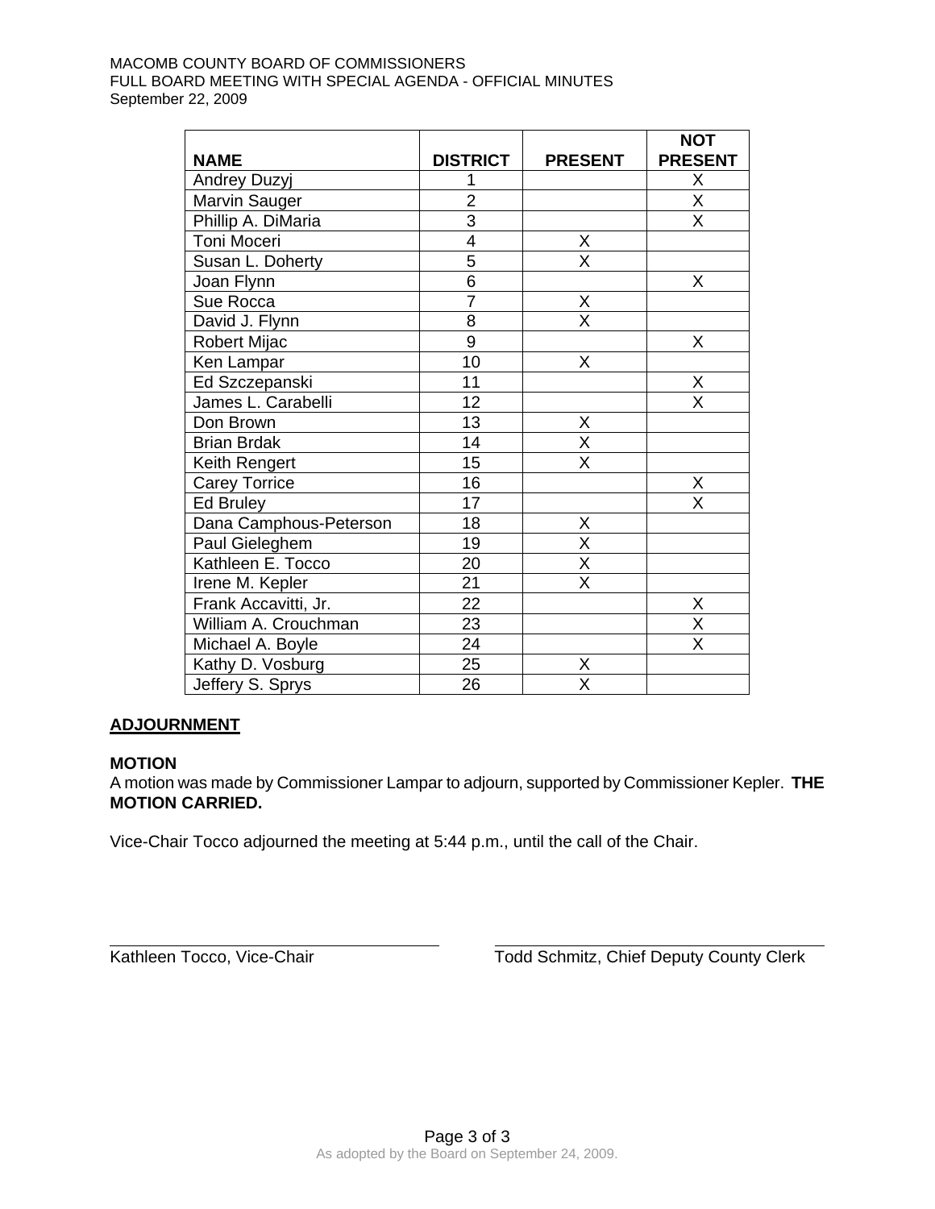| NAME | DISTRICT | PRESENT | NOT PRESENT |
|---|---|---|---|
| Andrey Duzyj | 1 | | X |
| Marvin Sauger | 2 | | X |
| Phillip A. DiMaria | 3 | | X |
| Toni Moceri | 4 | X | |
| Susan L. Doherty | 5 | X | |
| Joan Flynn | 6 | | X |
| Sue Rocca | 7 | X | |
| David J. Flynn | 8 | X | |
| Robert Mijac | 9 | | X |
| Ken Lampar | 10 | X | |
| Ed Szczepanski | 11 | | X |
| James L. Carabelli | 12 | | X |
| Don Brown | 13 | X | |
| Brian Brdak | 14 | X | |
| Keith Rengert | 15 | X | |
| Carey Torrice | 16 | | X |
| Ed Bruley | 17 | | X |
| Dana Camphous-Peterson | 18 | X | |
| Paul Gieleghem | 19 | X | |
| Kathleen E. Tocco | 20 | X | |
| Irene M. Kepler | 21 | X | |
| Frank Accavitti, Jr. | 22 | | X |
| William A. Crouchman | 23 | | X |
| Michael A. Boyle | 24 | | X |
| Kathy D. Vosburg | 25 | X | |
| Jeffery S. Sprys | 26 | X | |

## ADJOURNMENT

**MOTION**

A motion was made by Commissioner Lampar to adjourn, supported by Commissioner Kepler. **THE MOTION CARRIED.**

Vice-Chair Tocco adjourned the meeting at 5:44 p.m., until the call of the Chair.

Kathleen Tocco, Vice-Chair

Todd Schmitz, Chief Deputy County Clerk

As adopted by the Board on September 24, 2009.